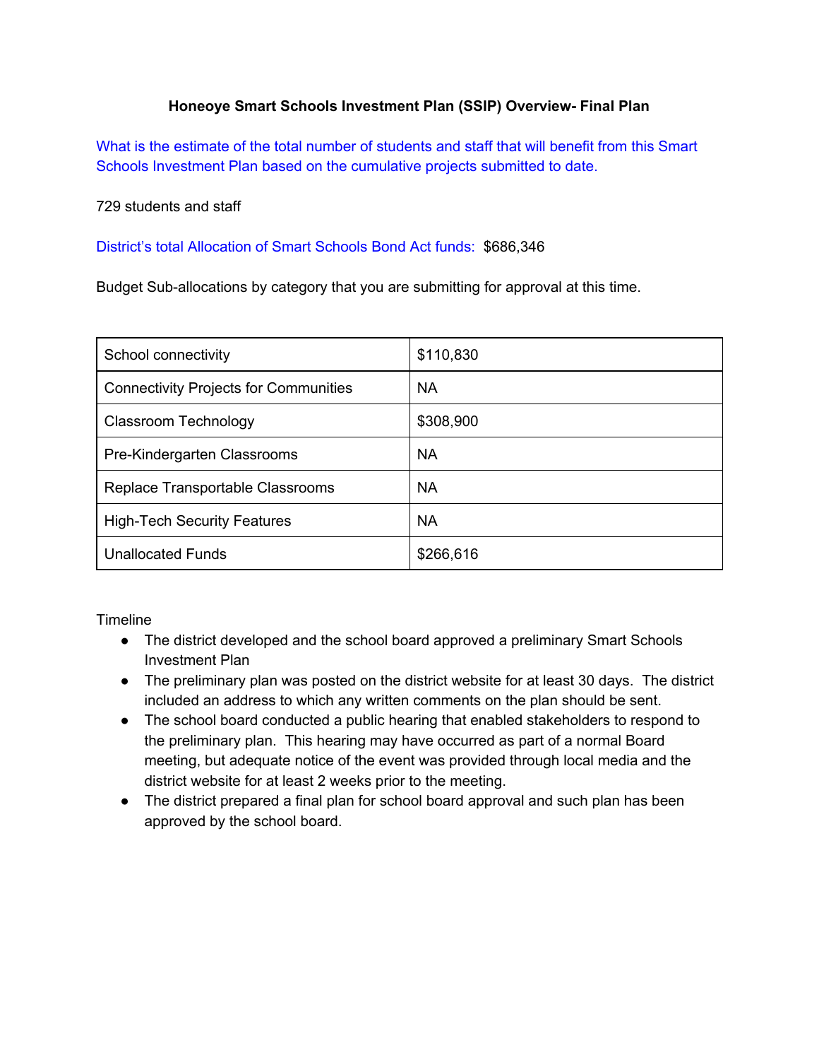# Honeoye Smart Schools Investment Plan (SSIP) Overview- Final Plan

What is the estimate of the total number of students and staff that will benefit from this Smart Schools Investment Plan based on the cumulative projects submitted to date.

729 students and staff

District's total Allocation of Smart Schools Bond Act funds: $686,346

Budget Sub-allocations by category that you are submitting for approval at this time.

| | |
|---|---|
| School connectivity | $110,830 |
| Connectivity Projects for Communities | NA |
| Classroom Technology | $308,900 |
| Pre-Kindergarten Classrooms | NA |
| Replace Transportable Classrooms | NA |
| High-Tech Security Features | NA |
| Unallocated Funds | $266,616 |

Timeline

- The district developed and the school board approved a preliminary Smart Schools Investment Plan
- The preliminary plan was posted on the district website for at least 30 days. The district included an address to which any written comments on the plan should be sent.
- The school board conducted a public hearing that enabled stakeholders to respond to the preliminary plan. This hearing may have occurred as part of a normal Board meeting, but adequate notice of the event was provided through local media and the district website for at least 2 weeks prior to the meeting.
- The district prepared a final plan for school board approval and such plan has been approved by the school board.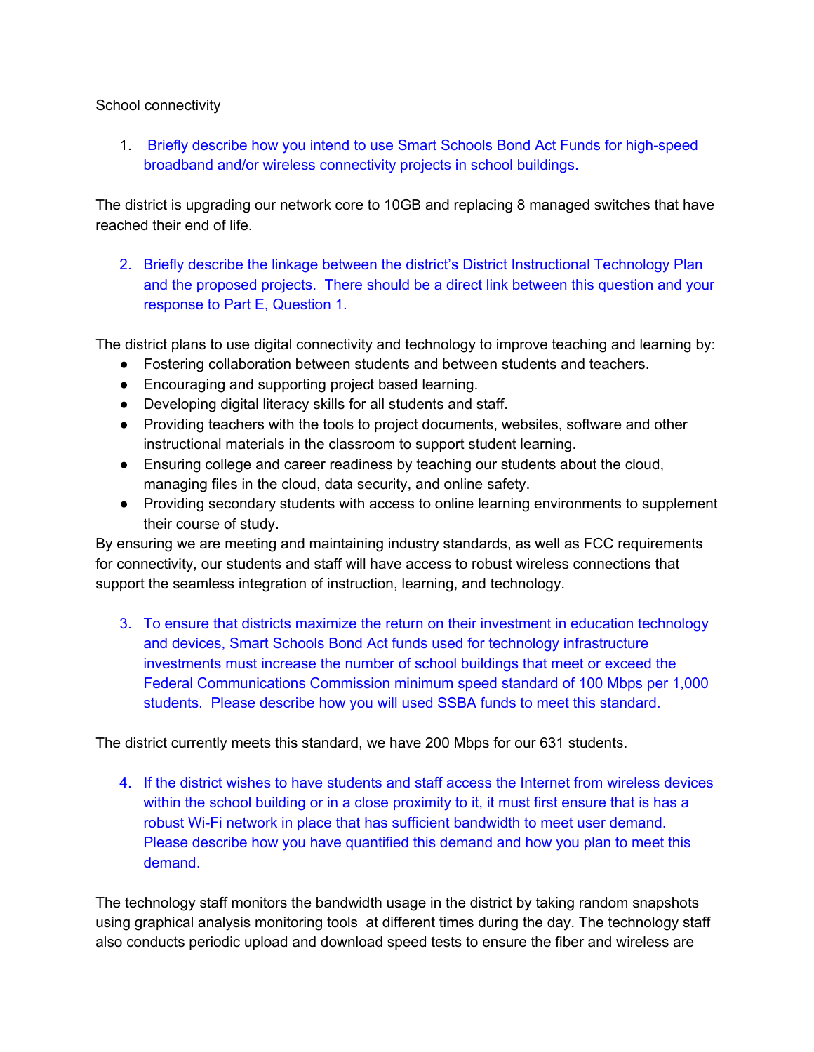School connectivity

1. Briefly describe how you intend to use Smart Schools Bond Act Funds for high-speed broadband and/or wireless connectivity projects in school buildings.

The district is upgrading our network core to 10GB and replacing 8 managed switches that have reached their end of life.

2. Briefly describe the linkage between the district's District Instructional Technology Plan and the proposed projects. There should be a direct link between this question and your response to Part E, Question 1.

The district plans to use digital connectivity and technology to improve teaching and learning by:

- Fostering collaboration between students and between students and teachers.
- Encouraging and supporting project based learning.
- Developing digital literacy skills for all students and staff.
- Providing teachers with the tools to project documents, websites, software and other instructional materials in the classroom to support student learning.
- Ensuring college and career readiness by teaching our students about the cloud, managing files in the cloud, data security, and online safety.
- Providing secondary students with access to online learning environments to supplement their course of study.

By ensuring we are meeting and maintaining industry standards, as well as FCC requirements for connectivity, our students and staff will have access to robust wireless connections that support the seamless integration of instruction, learning, and technology.

3. To ensure that districts maximize the return on their investment in education technology and devices, Smart Schools Bond Act funds used for technology infrastructure investments must increase the number of school buildings that meet or exceed the Federal Communications Commission minimum speed standard of 100 Mbps per 1,000 students. Please describe how you will used SSBA funds to meet this standard.

The district currently meets this standard, we have 200 Mbps for our 631 students.

4. If the district wishes to have students and staff access the Internet from wireless devices within the school building or in a close proximity to it, it must first ensure that is has a robust Wi-Fi network in place that has sufficient bandwidth to meet user demand. Please describe how you have quantified this demand and how you plan to meet this demand.

The technology staff monitors the bandwidth usage in the district by taking random snapshots using graphical analysis monitoring tools at different times during the day. The technology staff also conducts periodic upload and download speed tests to ensure the fiber and wireless are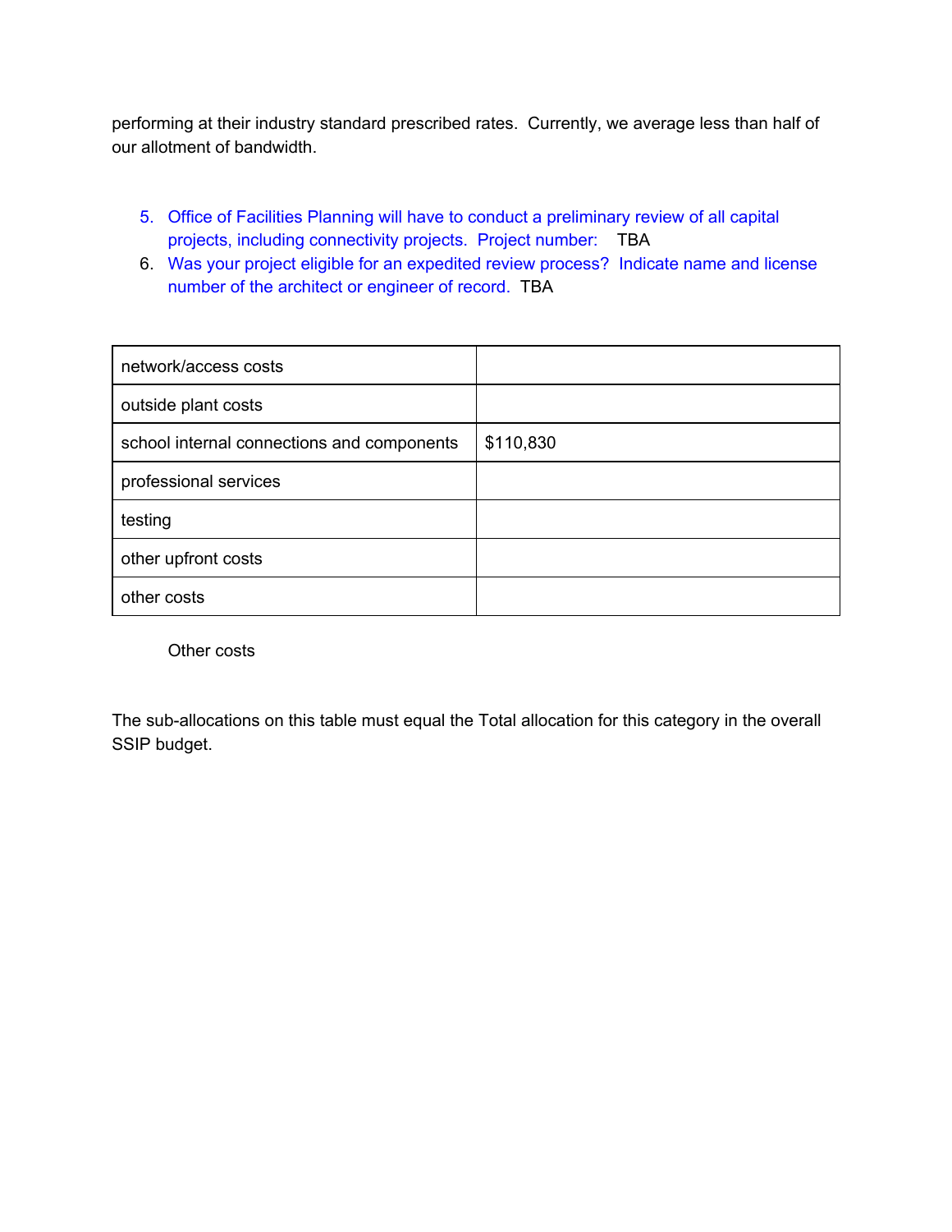performing at their industry standard prescribed rates. Currently, we average less than half of our allotment of bandwidth.

5. Office of Facilities Planning will have to conduct a preliminary review of all capital projects, including connectivity projects. Project number: TBA
6. Was your project eligible for an expedited review process? Indicate name and license number of the architect or engineer of record. TBA

| | |
|---|---|
| network/access costs | |
| outside plant costs | |
| school internal connections and components | $110,830 |
| professional services | |
| testing | |
| other upfront costs | |
| other costs | |

Other costs

The sub-allocations on this table must equal the Total allocation for this category in the overall SSIP budget.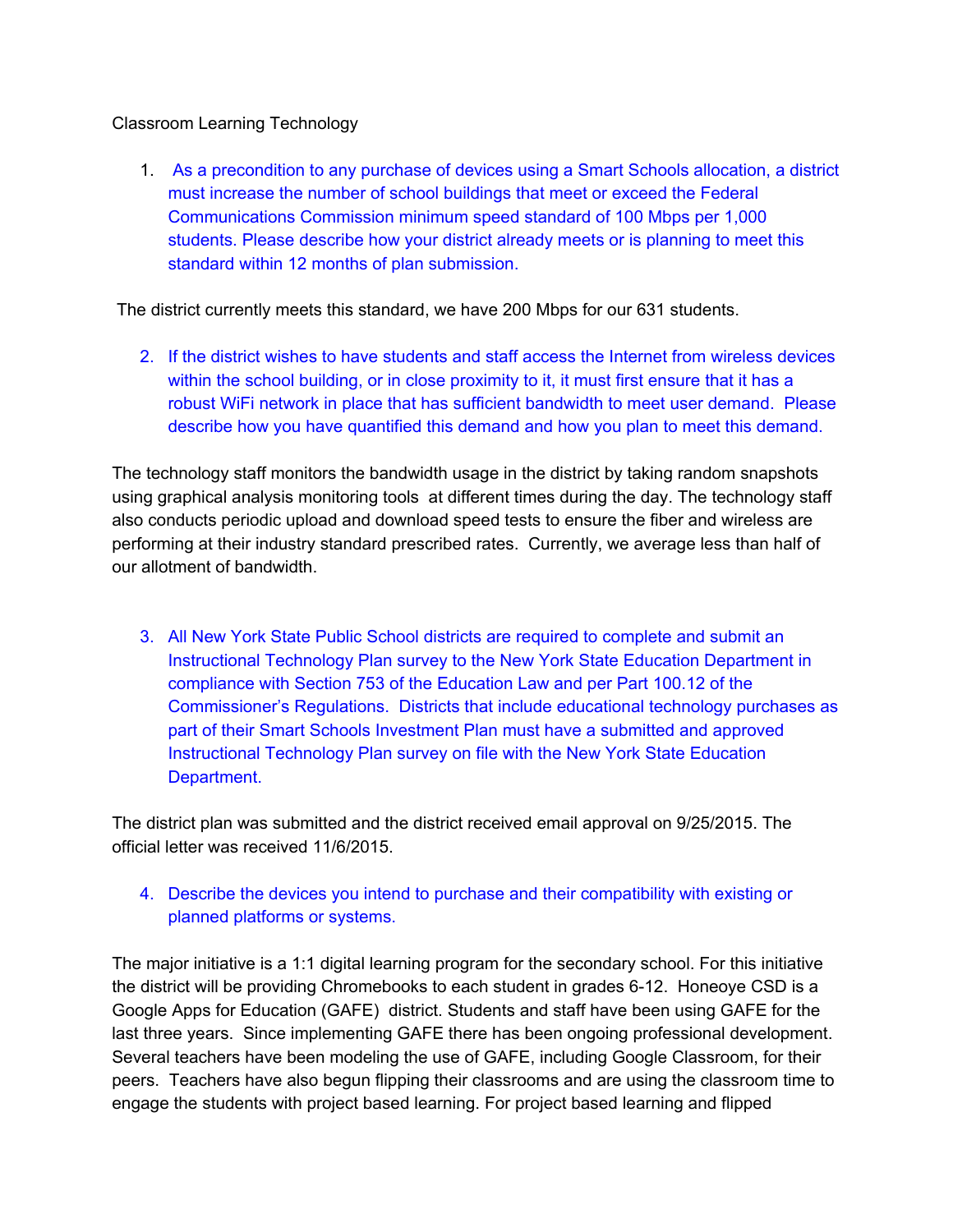Classroom Learning Technology

1. As a precondition to any purchase of devices using a Smart Schools allocation, a district must increase the number of school buildings that meet or exceed the Federal Communications Commission minimum speed standard of 100 Mbps per 1,000 students. Please describe how your district already meets or is planning to meet this standard within 12 months of plan submission.

The district currently meets this standard, we have 200 Mbps for our 631 students.

2. If the district wishes to have students and staff access the Internet from wireless devices within the school building, or in close proximity to it, it must first ensure that it has a robust WiFi network in place that has sufficient bandwidth to meet user demand. Please describe how you have quantified this demand and how you plan to meet this demand.

The technology staff monitors the bandwidth usage in the district by taking random snapshots using graphical analysis monitoring tools at different times during the day. The technology staff also conducts periodic upload and download speed tests to ensure the fiber and wireless are performing at their industry standard prescribed rates. Currently, we average less than half of our allotment of bandwidth.

3. All New York State Public School districts are required to complete and submit an Instructional Technology Plan survey to the New York State Education Department in compliance with Section 753 of the Education Law and per Part 100.12 of the Commissioner's Regulations. Districts that include educational technology purchases as part of their Smart Schools Investment Plan must have a submitted and approved Instructional Technology Plan survey on file with the New York State Education Department.

The district plan was submitted and the district received email approval on 9/25/2015. The official letter was received 11/6/2015.

4. Describe the devices you intend to purchase and their compatibility with existing or planned platforms or systems.

The major initiative is a 1:1 digital learning program for the secondary school. For this initiative the district will be providing Chromebooks to each student in grades 6-12. Honeoye CSD is a Google Apps for Education (GAFE) district. Students and staff have been using GAFE for the last three years. Since implementing GAFE there has been ongoing professional development. Several teachers have been modeling the use of GAFE, including Google Classroom, for their peers. Teachers have also begun flipping their classrooms and are using the classroom time to engage the students with project based learning. For project based learning and flipped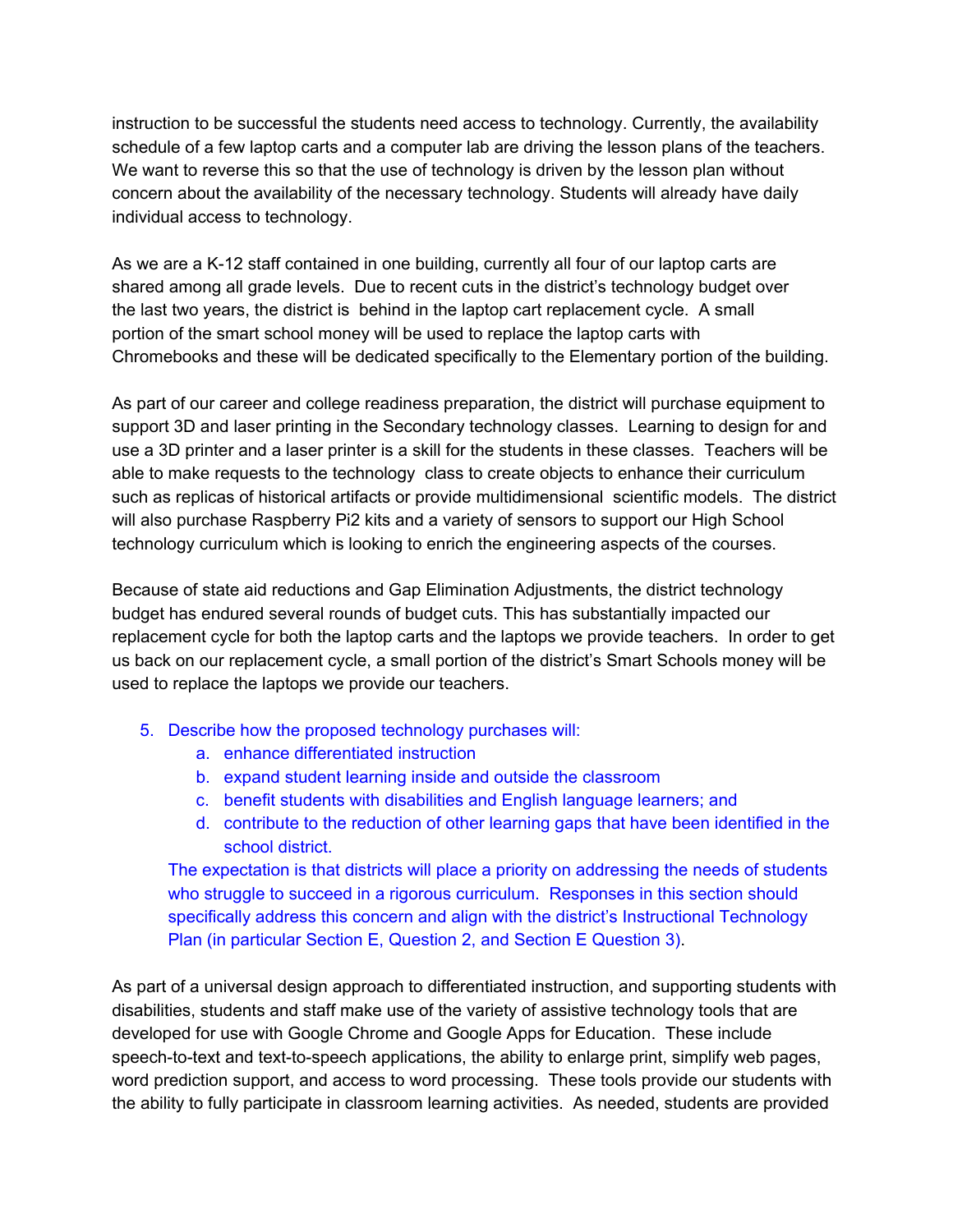instruction to be successful the students need access to technology. Currently, the availability schedule of a few laptop carts and a computer lab are driving the lesson plans of the teachers. We want to reverse this so that the use of technology is driven by the lesson plan without concern about the availability of the necessary technology. Students will already have daily individual access to technology.

As we are a K-12 staff contained in one building, currently all four of our laptop carts are shared among all grade levels. Due to recent cuts in the district's technology budget over the last two years, the district is behind in the laptop cart replacement cycle. A small portion of the smart school money will be used to replace the laptop carts with Chromebooks and these will be dedicated specifically to the Elementary portion of the building.

As part of our career and college readiness preparation, the district will purchase equipment to support 3D and laser printing in the Secondary technology classes. Learning to design for and use a 3D printer and a laser printer is a skill for the students in these classes. Teachers will be able to make requests to the technology class to create objects to enhance their curriculum such as replicas of historical artifacts or provide multidimensional scientific models. The district will also purchase Raspberry Pi2 kits and a variety of sensors to support our High School technology curriculum which is looking to enrich the engineering aspects of the courses.

Because of state aid reductions and Gap Elimination Adjustments, the district technology budget has endured several rounds of budget cuts. This has substantially impacted our replacement cycle for both the laptop carts and the laptops we provide teachers. In order to get us back on our replacement cycle, a small portion of the district's Smart Schools money will be used to replace the laptops we provide our teachers.

5. Describe how the proposed technology purchases will:
    a. enhance differentiated instruction
    b. expand student learning inside and outside the classroom
    c. benefit students with disabilities and English language learners; and
    d. contribute to the reduction of other learning gaps that have been identified in the school district.

   The expectation is that districts will place a priority on addressing the needs of students who struggle to succeed in a rigorous curriculum. Responses in this section should specifically address this concern and align with the district's Instructional Technology Plan (in particular Section E, Question 2, and Section E Question 3).

As part of a universal design approach to differentiated instruction, and supporting students with disabilities, students and staff make use of the variety of assistive technology tools that are developed for use with Google Chrome and Google Apps for Education. These include speech-to-text and text-to-speech applications, the ability to enlarge print, simplify web pages, word prediction support, and access to word processing. These tools provide our students with the ability to fully participate in classroom learning activities. As needed, students are provided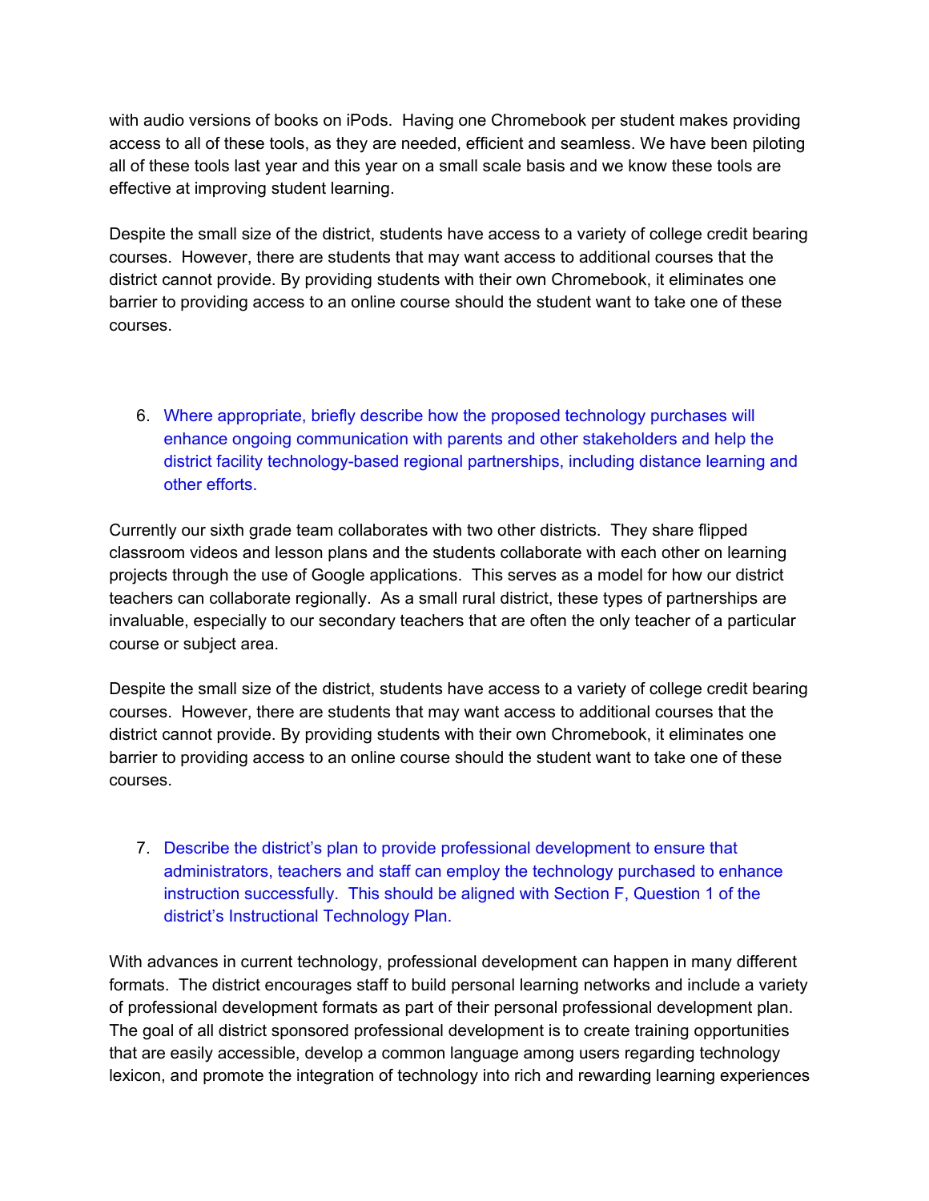with audio versions of books on iPods. Having one Chromebook per student makes providing access to all of these tools, as they are needed, efficient and seamless. We have been piloting all of these tools last year and this year on a small scale basis and we know these tools are effective at improving student learning.

Despite the small size of the district, students have access to a variety of college credit bearing courses. However, there are students that may want access to additional courses that the district cannot provide. By providing students with their own Chromebook, it eliminates one barrier to providing access to an online course should the student want to take one of these courses.

6. Where appropriate, briefly describe how the proposed technology purchases will enhance ongoing communication with parents and other stakeholders and help the district facility technology-based regional partnerships, including distance learning and other efforts.

Currently our sixth grade team collaborates with two other districts. They share flipped classroom videos and lesson plans and the students collaborate with each other on learning projects through the use of Google applications. This serves as a model for how our district teachers can collaborate regionally. As a small rural district, these types of partnerships are invaluable, especially to our secondary teachers that are often the only teacher of a particular course or subject area.

Despite the small size of the district, students have access to a variety of college credit bearing courses. However, there are students that may want access to additional courses that the district cannot provide. By providing students with their own Chromebook, it eliminates one barrier to providing access to an online course should the student want to take one of these courses.

7. Describe the district's plan to provide professional development to ensure that administrators, teachers and staff can employ the technology purchased to enhance instruction successfully. This should be aligned with Section F, Question 1 of the district's Instructional Technology Plan.

With advances in current technology, professional development can happen in many different formats. The district encourages staff to build personal learning networks and include a variety of professional development formats as part of their personal professional development plan. The goal of all district sponsored professional development is to create training opportunities that are easily accessible, develop a common language among users regarding technology lexicon, and promote the integration of technology into rich and rewarding learning experiences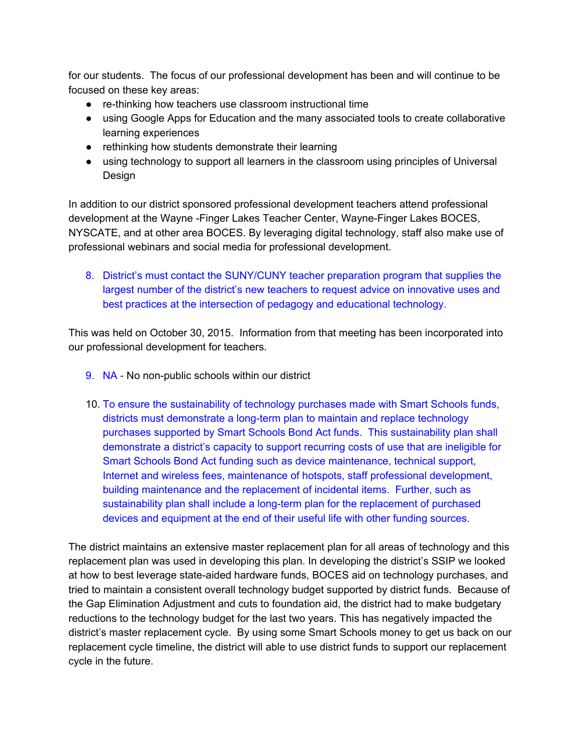for our students. The focus of our professional development has been and will continue to be focused on these key areas:

- re-thinking how teachers use classroom instructional time
- using Google Apps for Education and the many associated tools to create collaborative learning experiences
- rethinking how students demonstrate their learning
- using technology to support all learners in the classroom using principles of Universal Design

In addition to our district sponsored professional development teachers attend professional development at the Wayne -Finger Lakes Teacher Center, Wayne-Finger Lakes BOCES, NYSCATE, and at other area BOCES. By leveraging digital technology, staff also make use of professional webinars and social media for professional development.

8. District's must contact the SUNY/CUNY teacher preparation program that supplies the largest number of the district's new teachers to request advice on innovative uses and best practices at the intersection of pedagogy and educational technology.

This was held on October 30, 2015. Information from that meeting has been incorporated into our professional development for teachers.

9. NA - No non-public schools within our district

10. To ensure the sustainability of technology purchases made with Smart Schools funds, districts must demonstrate a long-term plan to maintain and replace technology purchases supported by Smart Schools Bond Act funds. This sustainability plan shall demonstrate a district's capacity to support recurring costs of use that are ineligible for Smart Schools Bond Act funding such as device maintenance, technical support, Internet and wireless fees, maintenance of hotspots, staff professional development, building maintenance and the replacement of incidental items. Further, such as sustainability plan shall include a long-term plan for the replacement of purchased devices and equipment at the end of their useful life with other funding sources.

The district maintains an extensive master replacement plan for all areas of technology and this replacement plan was used in developing this plan. In developing the district's SSIP we looked at how to best leverage state-aided hardware funds, BOCES aid on technology purchases, and tried to maintain a consistent overall technology budget supported by district funds. Because of the Gap Elimination Adjustment and cuts to foundation aid, the district had to make budgetary reductions to the technology budget for the last two years. This has negatively impacted the district's master replacement cycle. By using some Smart Schools money to get us back on our replacement cycle timeline, the district will able to use district funds to support our replacement cycle in the future.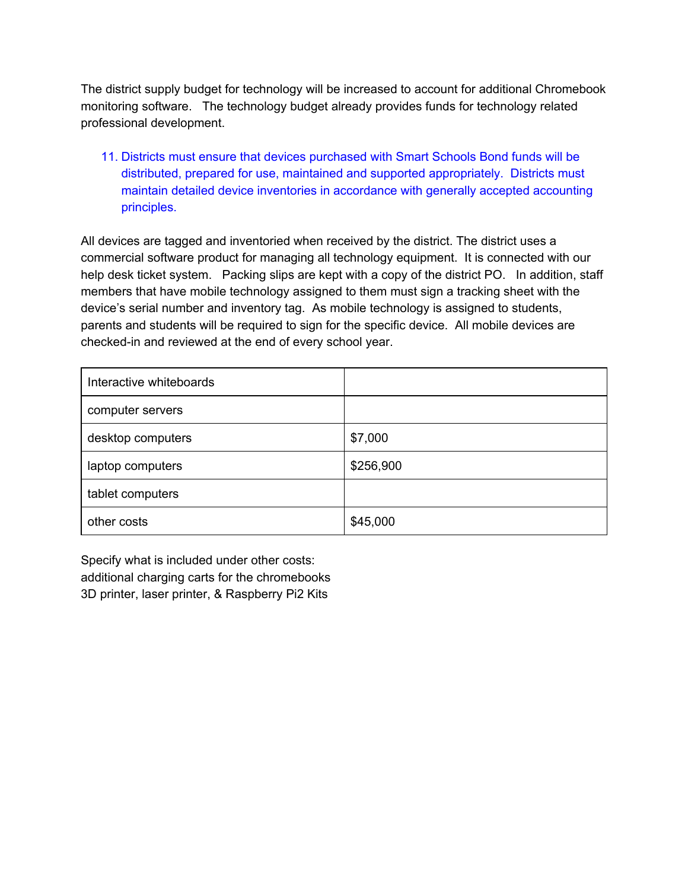The district supply budget for technology will be increased to account for additional Chromebook monitoring software. The technology budget already provides funds for technology related professional development.

11. Districts must ensure that devices purchased with Smart Schools Bond funds will be distributed, prepared for use, maintained and supported appropriately. Districts must maintain detailed device inventories in accordance with generally accepted accounting principles.

All devices are tagged and inventoried when received by the district. The district uses a commercial software product for managing all technology equipment. It is connected with our help desk ticket system. Packing slips are kept with a copy of the district PO. In addition, staff members that have mobile technology assigned to them must sign a tracking sheet with the device's serial number and inventory tag. As mobile technology is assigned to students, parents and students will be required to sign for the specific device. All mobile devices are checked-in and reviewed at the end of every school year.

| | |
|---|---|
| Interactive whiteboards | |
| computer servers | |
| desktop computers | $7,000 |
| laptop computers | $256,900 |
| tablet computers | |
| other costs | $45,000 |

Specify what is included under other costs:
additional charging carts for the chromebooks
3D printer, laser printer, & Raspberry Pi2 Kits